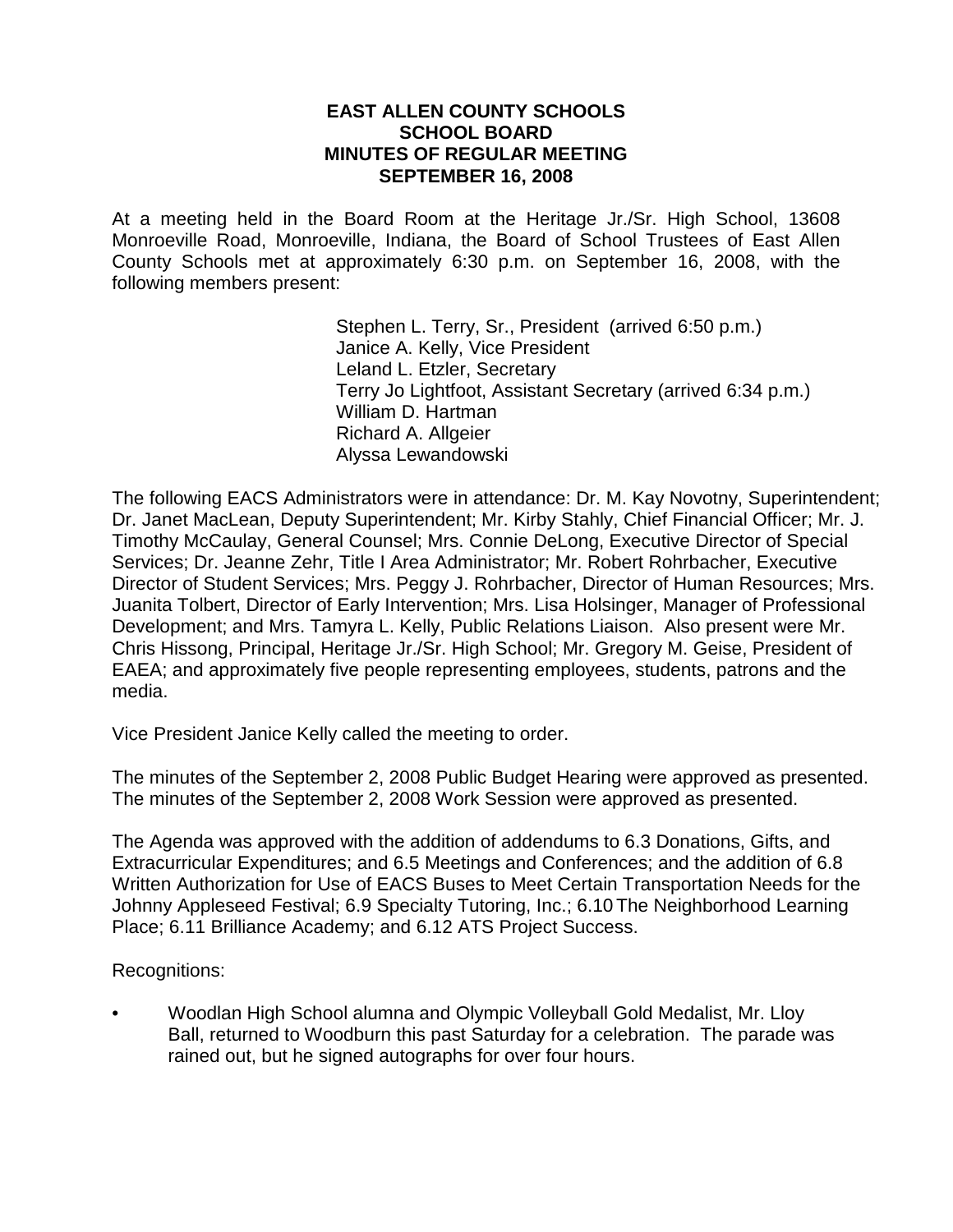# EAST ALLEN COUNTY SCHOOLS
## SCHOOL BOARD
## MINUTES OF REGULAR MEETING
## SEPTEMBER 16, 2008

At a meeting held in the Board Room at the Heritage Jr./Sr. High School, 13608 Monroeville Road, Monroeville, Indiana, the Board of School Trustees of East Allen County Schools met at approximately 6:30 p.m. on September 16, 2008, with the following members present:

Stephen L. Terry, Sr., President (arrived 6:50 p.m.)
Janice A. Kelly, Vice President
Leland L. Etzler, Secretary
Terry Jo Lightfoot, Assistant Secretary (arrived 6:34 p.m.)
William D. Hartman
Richard A. Allgeier
Alyssa Lewandowski

The following EACS Administrators were in attendance: Dr. M. Kay Novotny, Superintendent; Dr. Janet MacLean, Deputy Superintendent; Mr. Kirby Stahly, Chief Financial Officer; Mr. J. Timothy McCaulay, General Counsel; Mrs. Connie DeLong, Executive Director of Special Services; Dr. Jeanne Zehr, Title I Area Administrator; Mr. Robert Rohrbacher, Executive Director of Student Services; Mrs. Peggy J. Rohrbacher, Director of Human Resources; Mrs. Juanita Tolbert, Director of Early Intervention; Mrs. Lisa Holsinger, Manager of Professional Development; and Mrs. Tamyra L. Kelly, Public Relations Liaison. Also present were Mr. Chris Hissong, Principal, Heritage Jr./Sr. High School; Mr. Gregory M. Geise, President of EAEA; and approximately five people representing employees, students, patrons and the media.

Vice President Janice Kelly called the meeting to order.

The minutes of the September 2, 2008 Public Budget Hearing were approved as presented. The minutes of the September 2, 2008 Work Session were approved as presented.

The Agenda was approved with the addition of addendums to 6.3 Donations, Gifts, and Extracurricular Expenditures; and 6.5 Meetings and Conferences; and the addition of 6.8 Written Authorization for Use of EACS Buses to Meet Certain Transportation Needs for the Johnny Appleseed Festival; 6.9 Specialty Tutoring, Inc.; 6.10 The Neighborhood Learning Place; 6.11 Brilliance Academy; and 6.12 ATS Project Success.

Recognitions:

- Woodlan High School alumna and Olympic Volleyball Gold Medalist, Mr. Lloy Ball, returned to Woodburn this past Saturday for a celebration. The parade was rained out, but he signed autographs for over four hours.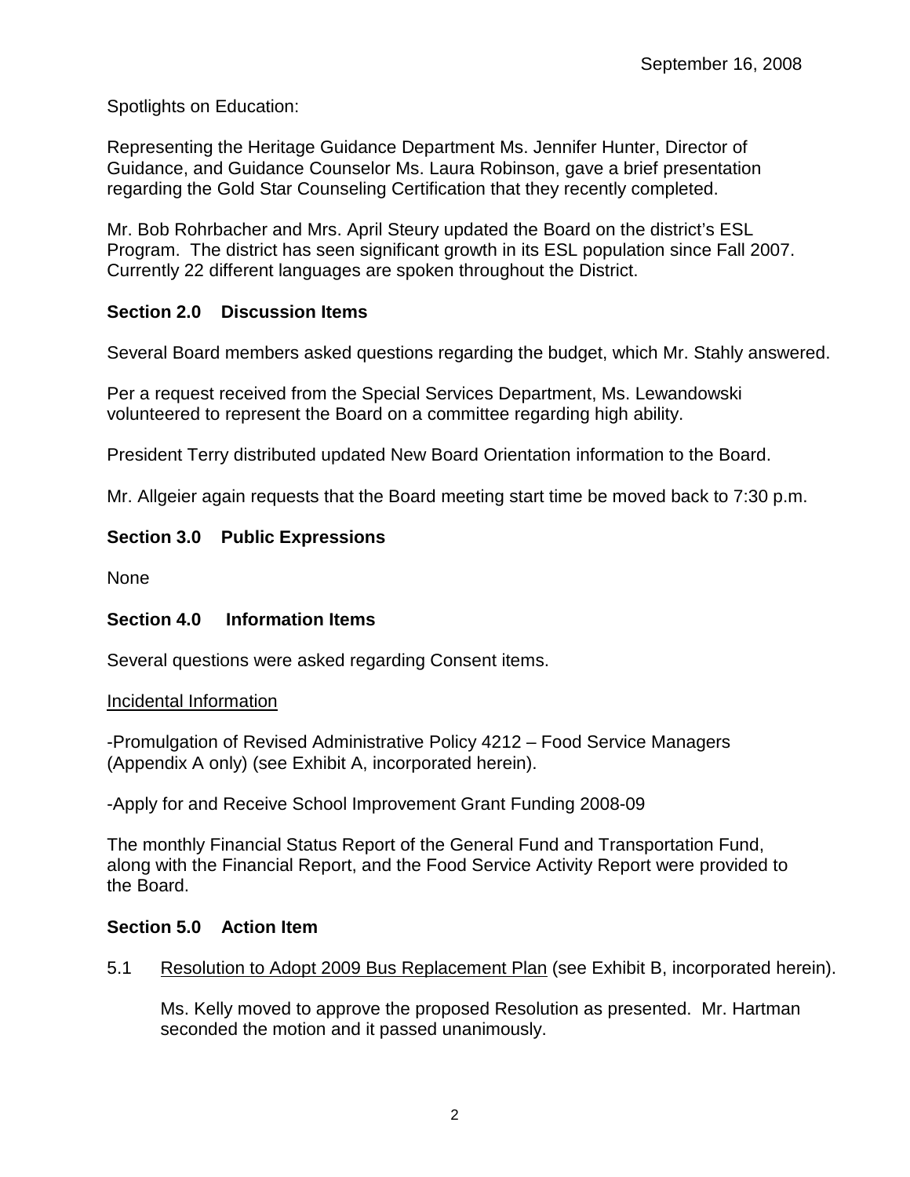September 16, 2008

Spotlights on Education:

Representing the Heritage Guidance Department Ms. Jennifer Hunter, Director of Guidance, and Guidance Counselor Ms. Laura Robinson, gave a brief presentation regarding the Gold Star Counseling Certification that they recently completed.

Mr. Bob Rohrbacher and Mrs. April Steury updated the Board on the district's ESL Program. The district has seen significant growth in its ESL population since Fall 2007. Currently 22 different languages are spoken throughout the District.

### Section 2.0 Discussion Items

Several Board members asked questions regarding the budget, which Mr. Stahly answered.

Per a request received from the Special Services Department, Ms. Lewandowski volunteered to represent the Board on a committee regarding high ability.

President Terry distributed updated New Board Orientation information to the Board.

Mr. Allgeier again requests that the Board meeting start time be moved back to 7:30 p.m.

### Section 3.0 Public Expressions

None

### Section 4.0 Information Items

Several questions were asked regarding Consent items.

<u>Incidental Information</u>

-Promulgation of Revised Administrative Policy 4212 – Food Service Managers (Appendix A only) (see Exhibit A, incorporated herein).

-Apply for and Receive School Improvement Grant Funding 2008-09

The monthly Financial Status Report of the General Fund and Transportation Fund, along with the Financial Report, and the Food Service Activity Report were provided to the Board.

### Section 5.0 Action Item

5.1 <u>Resolution to Adopt 2009 Bus Replacement Plan</u> (see Exhibit B, incorporated herein).

Ms. Kelly moved to approve the proposed Resolution as presented. Mr. Hartman seconded the motion and it passed unanimously.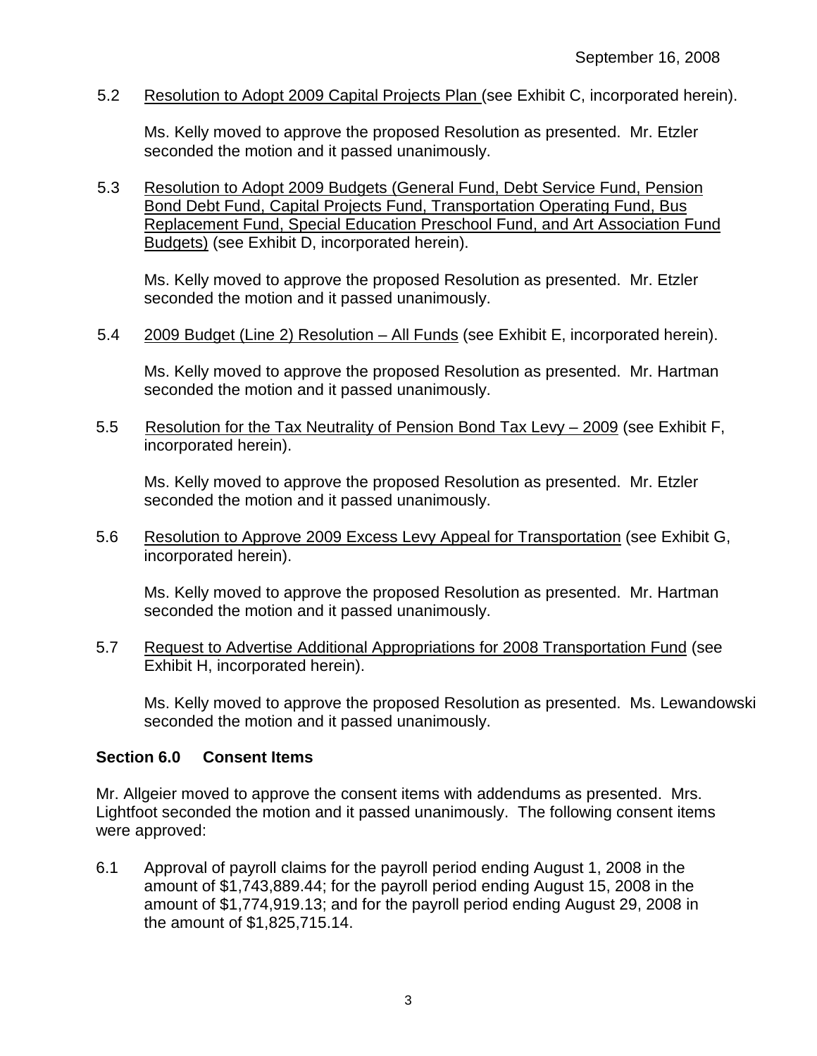September 16, 2008

5.2 Resolution to Adopt 2009 Capital Projects Plan (see Exhibit C, incorporated herein).

Ms. Kelly moved to approve the proposed Resolution as presented. Mr. Etzler seconded the motion and it passed unanimously.

5.3 Resolution to Adopt 2009 Budgets (General Fund, Debt Service Fund, Pension Bond Debt Fund, Capital Projects Fund, Transportation Operating Fund, Bus Replacement Fund, Special Education Preschool Fund, and Art Association Fund Budgets) (see Exhibit D, incorporated herein).

Ms. Kelly moved to approve the proposed Resolution as presented. Mr. Etzler seconded the motion and it passed unanimously.

5.4 2009 Budget (Line 2) Resolution – All Funds (see Exhibit E, incorporated herein).

Ms. Kelly moved to approve the proposed Resolution as presented. Mr. Hartman seconded the motion and it passed unanimously.

5.5 Resolution for the Tax Neutrality of Pension Bond Tax Levy – 2009 (see Exhibit F, incorporated herein).

Ms. Kelly moved to approve the proposed Resolution as presented. Mr. Etzler seconded the motion and it passed unanimously.

5.6 Resolution to Approve 2009 Excess Levy Appeal for Transportation (see Exhibit G, incorporated herein).

Ms. Kelly moved to approve the proposed Resolution as presented. Mr. Hartman seconded the motion and it passed unanimously.

5.7 Request to Advertise Additional Appropriations for 2008 Transportation Fund (see Exhibit H, incorporated herein).

Ms. Kelly moved to approve the proposed Resolution as presented. Ms. Lewandowski seconded the motion and it passed unanimously.

**Section 6.0 Consent Items**

Mr. Allgeier moved to approve the consent items with addendums as presented. Mrs. Lightfoot seconded the motion and it passed unanimously. The following consent items were approved:

6.1 Approval of payroll claims for the payroll period ending August 1, 2008 in the amount of $1,743,889.44; for the payroll period ending August 15, 2008 in the amount of $1,774,919.13; and for the payroll period ending August 29, 2008 in the amount of $1,825,715.14.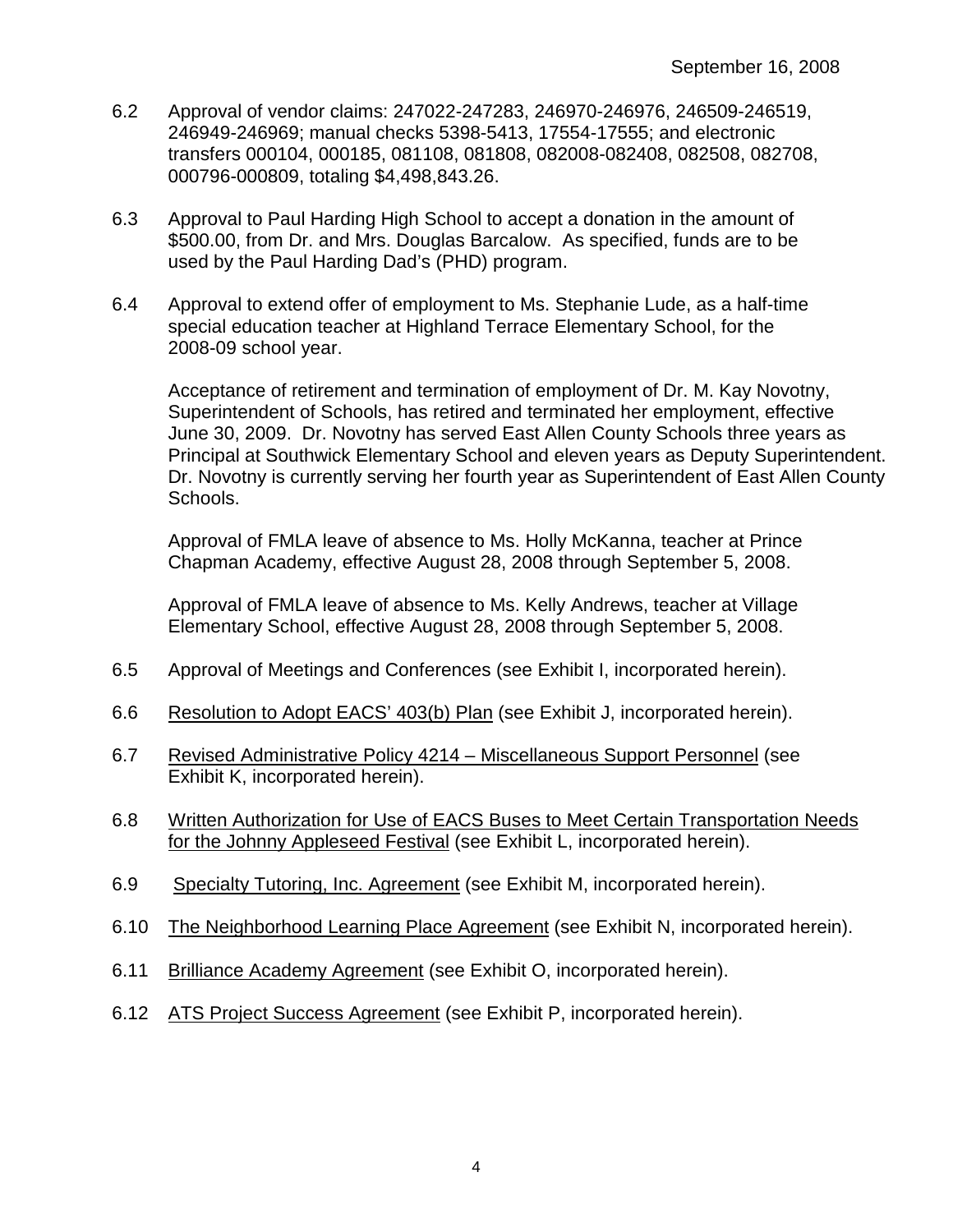September 16, 2008

6.2 Approval of vendor claims: 247022-247283, 246970-246976, 246509-246519, 246949-246969; manual checks 5398-5413, 17554-17555; and electronic transfers 000104, 000185, 081108, 081808, 082008-082408, 082508, 082708, 000796-000809, totaling $4,498,843.26.

6.3 Approval to Paul Harding High School to accept a donation in the amount of $500.00, from Dr. and Mrs. Douglas Barcalow. As specified, funds are to be used by the Paul Harding Dad's (PHD) program.

6.4 Approval to extend offer of employment to Ms. Stephanie Lude, as a half-time special education teacher at Highland Terrace Elementary School, for the 2008-09 school year.

Acceptance of retirement and termination of employment of Dr. M. Kay Novotny, Superintendent of Schools, has retired and terminated her employment, effective June 30, 2009. Dr. Novotny has served East Allen County Schools three years as Principal at Southwick Elementary School and eleven years as Deputy Superintendent. Dr. Novotny is currently serving her fourth year as Superintendent of East Allen County Schools.

Approval of FMLA leave of absence to Ms. Holly McKanna, teacher at Prince Chapman Academy, effective August 28, 2008 through September 5, 2008.

Approval of FMLA leave of absence to Ms. Kelly Andrews, teacher at Village Elementary School, effective August 28, 2008 through September 5, 2008.

6.5 Approval of Meetings and Conferences (see Exhibit I, incorporated herein).

6.6 Resolution to Adopt EACS' 403(b) Plan (see Exhibit J, incorporated herein).

6.7 Revised Administrative Policy 4214 – Miscellaneous Support Personnel (see Exhibit K, incorporated herein).

6.8 Written Authorization for Use of EACS Buses to Meet Certain Transportation Needs for the Johnny Appleseed Festival (see Exhibit L, incorporated herein).

6.9 Specialty Tutoring, Inc. Agreement (see Exhibit M, incorporated herein).

6.10 The Neighborhood Learning Place Agreement (see Exhibit N, incorporated herein).

6.11 Brilliance Academy Agreement (see Exhibit O, incorporated herein).

6.12 ATS Project Success Agreement (see Exhibit P, incorporated herein).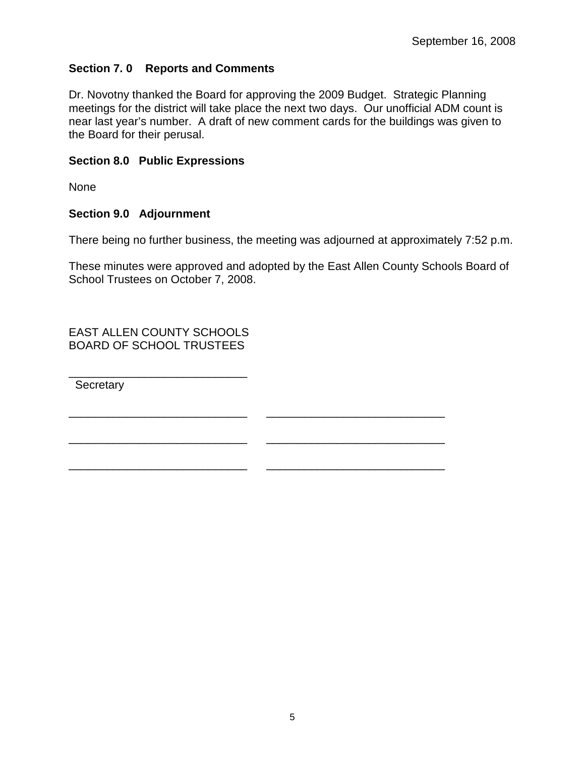September 16, 2008

**Section 7. 0 Reports and Comments**

Dr. Novotny thanked the Board for approving the 2009 Budget. Strategic Planning meetings for the district will take place the next two days. Our unofficial ADM count is near last year's number. A draft of new comment cards for the buildings was given to the Board for their perusal.

**Section 8.0 Public Expressions**

None

**Section 9.0 Adjournment**

There being no further business, the meeting was adjourned at approximately 7:52 p.m.

These minutes were approved and adopted by the East Allen County Schools Board of School Trustees on October 7, 2008.

EAST ALLEN COUNTY SCHOOLS
BOARD OF SCHOOL TRUSTEES

____________________________
Secretary

____________________________ ____________________________

____________________________ ____________________________

____________________________ ____________________________